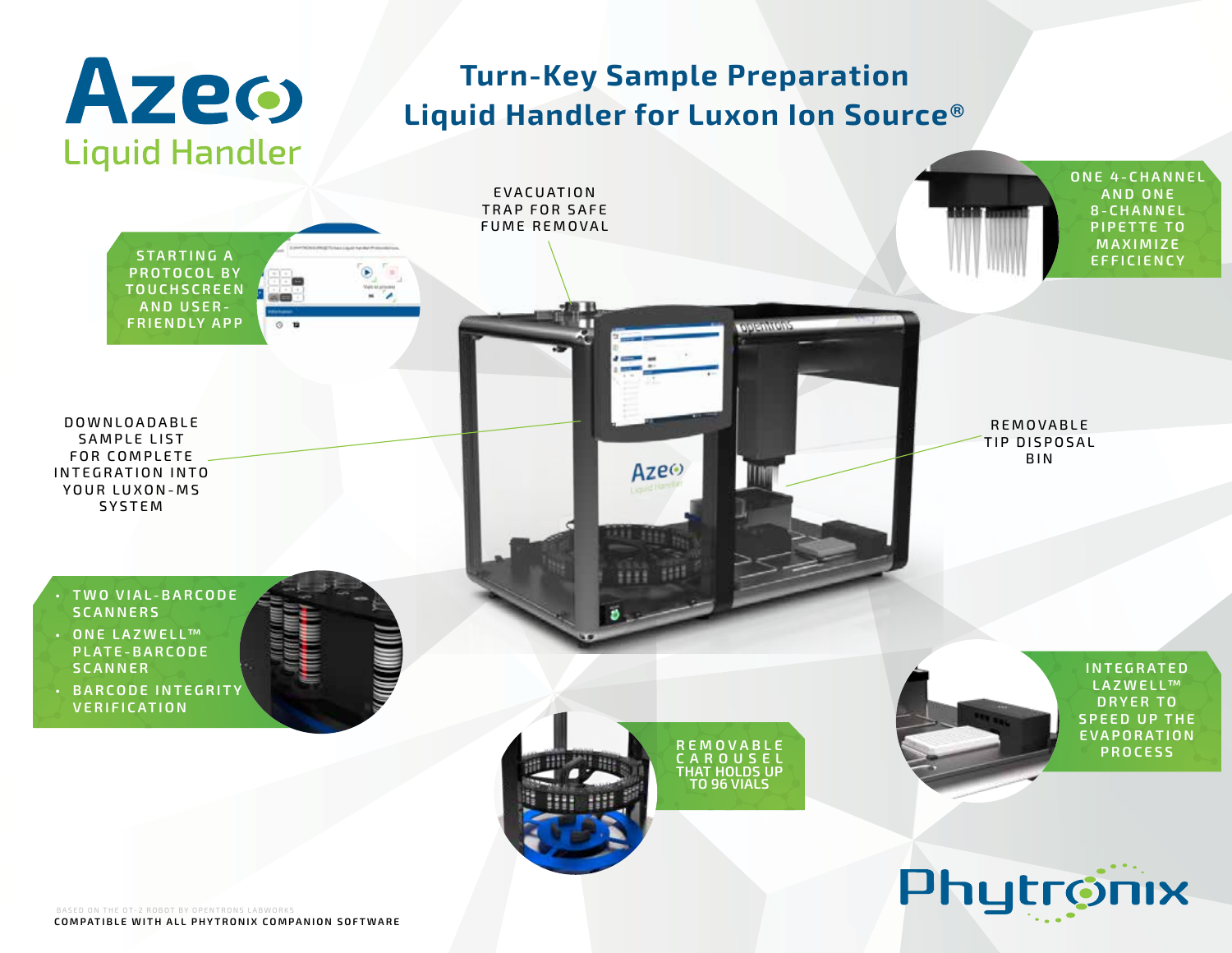# Azeo Liquid Handler

## Turn-Key Sample Preparation Liquid Handler for Luxon Ion Source®

STARTING A PROTOCOL BY TOUCHSCREEN AND USER-FRIENDLY APP

EVACUATION TRAP FOR SAFE FUME REMOVAL

ONE 4-CHANNEL AND ONE 8-CHANNEL PIPETTE TO MAXIMIZE EFFICIENCY

DOWNLOADABLE SAMPLE LIST FOR COMPLETE INTEGRATION INTO YOUR LUXON-MS SYSTEM

REMOVABLE TIP DISPOSAL BIN

- TWO VIAL-BARCODE SCANNERS
- ONE LAZWELL™ PLATE-BARCODE SCANNER
- BARCODE INTEGRITY VERIFICATION

REMOVABLE CAROUSEL THAT HOLDS UP TO 96 VIALS

INTEGRATED LAZWELL™ DRYER TO SPEED UP THE EVAPORATION PROCESS

Phytronix

BASED ON THE OT-2 ROBOT BY OPENTRONS LABWORKS

COMPATIBLE WITH ALL PHYTRONIX COMPANION SOFTWARE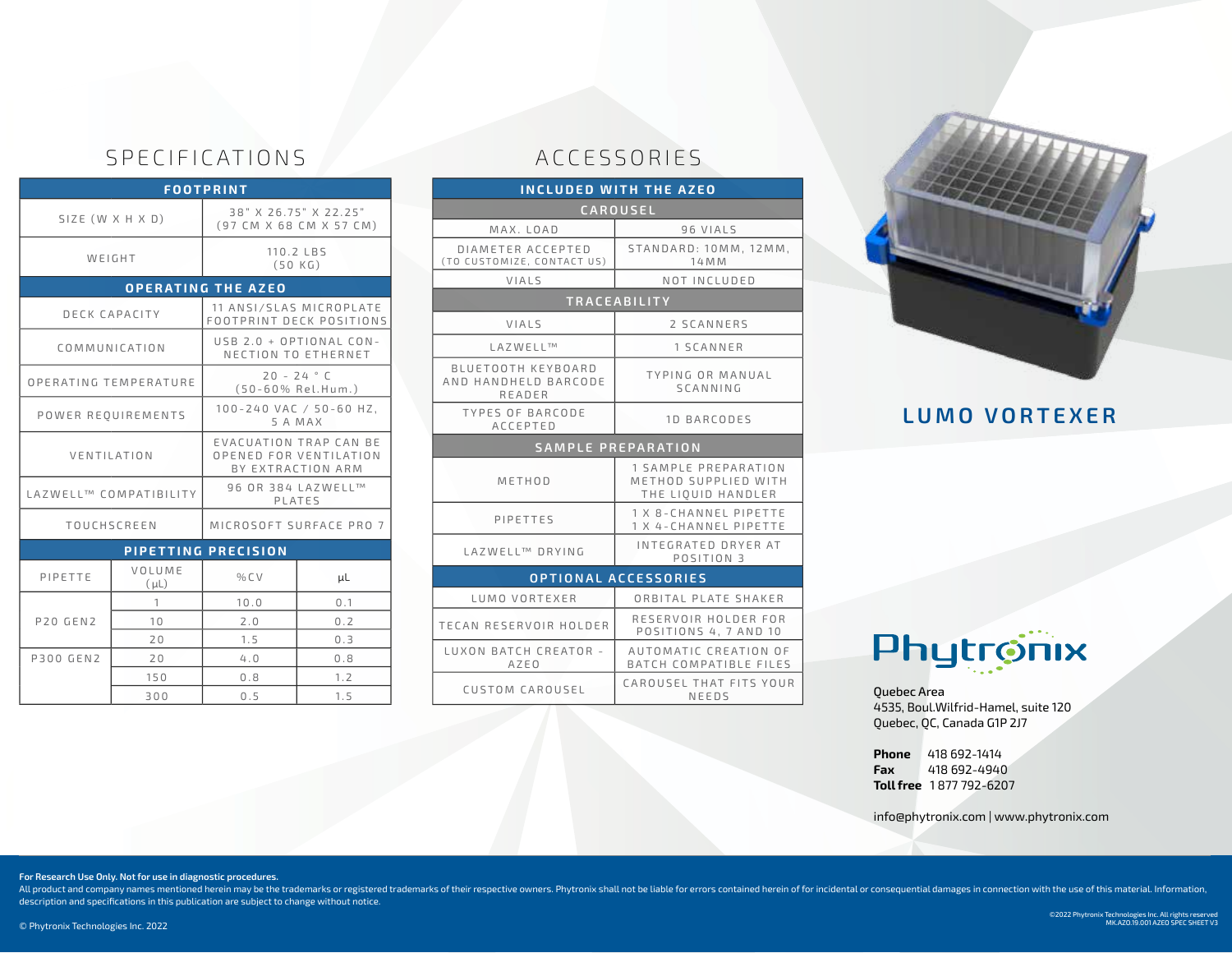## SPECIFICATIONS

| FOOTPRINT | | | |
|---|---|---|---|
| SIZE (W X H X D) | 38" X 26.75" X 22.25" (97 CM X 68 CM X 57 CM) | | |
| WEIGHT | 110.2 LBS (50 KG) | | |
| **OPERATING THE AZEO** | | | |
| DECK CAPACITY | 11 ANSI/SLAS MICROPLATE FOOTPRINT DECK POSITIONS | | |
| COMMUNICATION | USB 2.0 + OPTIONAL CONNECTION TO ETHERNET | | |
| OPERATING TEMPERATURE | 20 - 24 ° C (50-60% Rel.Hum.) | | |
| POWER REQUIREMENTS | 100-240 VAC / 50-60 HZ, 5 A MAX | | |
| VENTILATION | EVACUATION TRAP CAN BE OPENED FOR VENTILATION BY EXTRACTION ARM | | |
| LAZWELL™ COMPATIBILITY | 96 OR 384 LAZWELL™ PLATES | | |
| TOUCHSCREEN | MICROSOFT SURFACE PRO 7 | | |
| **PIPETTING PRECISION** | | | |
| PIPETTE | VOLUME (µL) | %CV | µL |
| P20 GEN2 | 1 | 10.0 | 0.1 |
| | 10 | 2.0 | 0.2 |
| | 20 | 1.5 | 0.3 |
| P300 GEN2 | 20 | 4.0 | 0.8 |
| | 150 | 0.8 | 1.2 |
| | 300 | 0.5 | 1.5 |

## ACCESSORIES

| INCLUDED WITH THE AZEO | |
|---|---|
| **CAROUSEL** | |
| MAX. LOAD | 96 VIALS |
| DIAMETER ACCEPTED (TO CUSTOMIZE, CONTACT US) | STANDARD: 10MM, 12MM, 14MM |
| VIALS | NOT INCLUDED |
| **TRACEABILITY** | |
| VIALS | 2 SCANNERS |
| LAZWELL™ | 1 SCANNER |
| BLUETOOTH KEYBOARD AND HANDHELD BARCODE READER | TYPING OR MANUAL SCANNING |
| TYPES OF BARCODE ACCEPTED | 1D BARCODES |
| **SAMPLE PREPARATION** | |
| METHOD | 1 SAMPLE PREPARATION METHOD SUPPLIED WITH THE LIQUID HANDLER |
| PIPETTES | 1 X 8-CHANNEL PIPETTE 1 X 4-CHANNEL PIPETTE |
| LAZWELL™ DRYING | INTEGRATED DRYER AT POSITION 3 |
| **OPTIONAL ACCESSORIES** | |
| LUMO VORTEXER | ORBITAL PLATE SHAKER |
| TECAN RESERVOIR HOLDER | RESERVOIR HOLDER FOR POSITIONS 4, 7 AND 10 |
| LUXON BATCH CREATOR - AZEO | AUTOMATIC CREATION OF BATCH COMPATIBLE FILES |
| CUSTOM CAROUSEL | CAROUSEL THAT FITS YOUR NEEDS |

**LUMO VORTEXER**

Phytronix

Quebec Area
4535, Boul.Wilfrid-Hamel, suite 120
Quebec, QC, Canada G1P 2J7

**Phone** 418 692-1414
**Fax** 418 692-4940
**Toll free** 1 877 792-6207

info@phytronix.com | www.phytronix.com

**For Research Use Only. Not for use in diagnostic procedures.**
All product and company names mentioned herein may be the trademarks or registered trademarks of their respective owners. Phytronix shall not be liable for errors contained herein of for incidental or consequential damages in connection with the use of this material. Information, description and specifications in this publication are subject to change without notice.

©2022 Phytronix Technologies Inc. All rights reserved
MK.AZO.19.001 AZEO SPEC SHEET V3

© Phytronix Technologies Inc. 2022